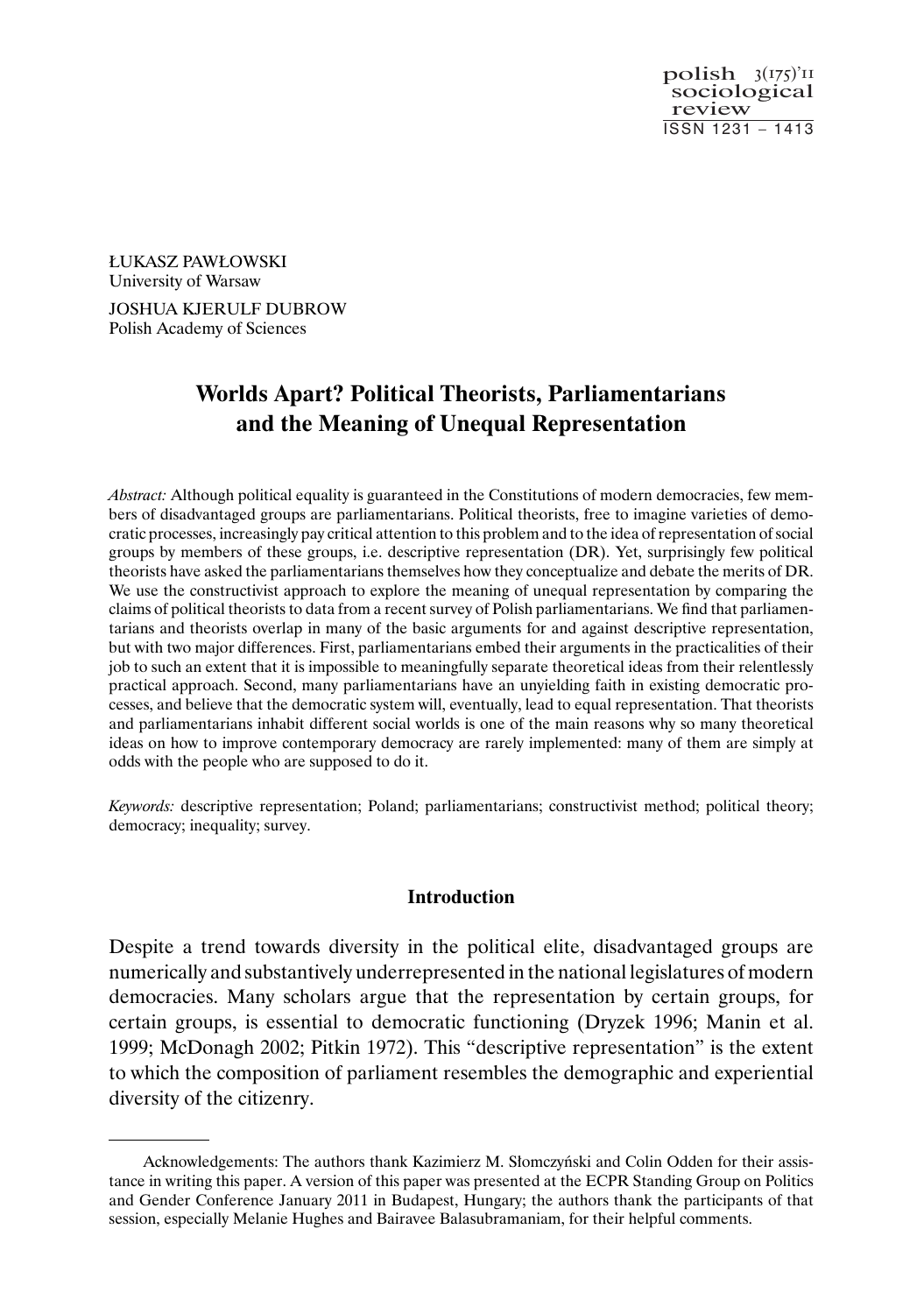ŁUKASZ PAWŁOWSKI
University of Warsaw

JOSHUA KJERULF DUBROW
Polish Academy of Sciences

# Worlds Apart? Political Theorists, Parliamentarians and the Meaning of Unequal Representation

*Abstract:* Although political equality is guaranteed in the Constitutions of modern democracies, few members of disadvantaged groups are parliamentarians. Political theorists, free to imagine varieties of democratic processes, increasingly pay critical attention to this problem and to the idea of representation of social groups by members of these groups, i.e. descriptive representation (DR). Yet, surprisingly few political theorists have asked the parliamentarians themselves how they conceptualize and debate the merits of DR. We use the constructivist approach to explore the meaning of unequal representation by comparing the claims of political theorists to data from a recent survey of Polish parliamentarians. We find that parliamentarians and theorists overlap in many of the basic arguments for and against descriptive representation, but with two major differences. First, parliamentarians embed their arguments in the practicalities of their job to such an extent that it is impossible to meaningfully separate theoretical ideas from their relentlessly practical approach. Second, many parliamentarians have an unyielding faith in existing democratic processes, and believe that the democratic system will, eventually, lead to equal representation. That theorists and parliamentarians inhabit different social worlds is one of the main reasons why so many theoretical ideas on how to improve contemporary democracy are rarely implemented: many of them are simply at odds with the people who are supposed to do it.

*Keywords:* descriptive representation; Poland; parliamentarians; constructivist method; political theory; democracy; inequality; survey.

## Introduction

Despite a trend towards diversity in the political elite, disadvantaged groups are numerically and substantively underrepresented in the national legislatures of modern democracies. Many scholars argue that the representation by certain groups, for certain groups, is essential to democratic functioning (Dryzek 1996; Manin et al. 1999; McDonagh 2002; Pitkin 1972). This "descriptive representation" is the extent to which the composition of parliament resembles the demographic and experiential diversity of the citizenry.

---

Acknowledgements: The authors thank Kazimierz M. Słomczyński and Colin Odden for their assistance in writing this paper. A version of this paper was presented at the ECPR Standing Group on Politics and Gender Conference January 2011 in Budapest, Hungary; the authors thank the participants of that session, especially Melanie Hughes and Bairavee Balasubramaniam, for their helpful comments.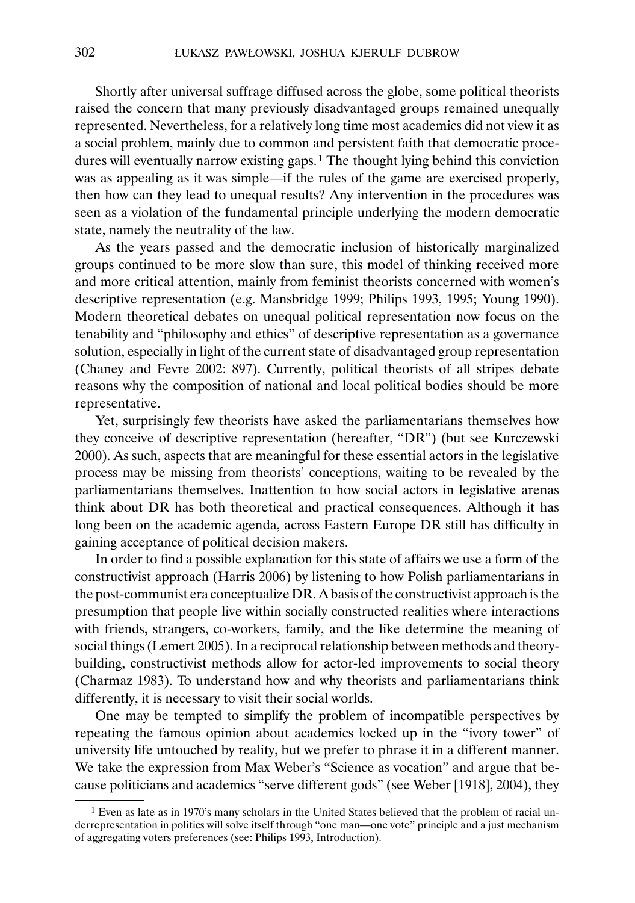Shortly after universal suffrage diffused across the globe, some political theorists raised the concern that many previously disadvantaged groups remained unequally represented. Nevertheless, for a relatively long time most academics did not view it as a social problem, mainly due to common and persistent faith that democratic procedures will eventually narrow existing gaps.[1] The thought lying behind this conviction was as appealing as it was simple—if the rules of the game are exercised properly, then how can they lead to unequal results? Any intervention in the procedures was seen as a violation of the fundamental principle underlying the modern democratic state, namely the neutrality of the law.

As the years passed and the democratic inclusion of historically marginalized groups continued to be more slow than sure, this model of thinking received more and more critical attention, mainly from feminist theorists concerned with women's descriptive representation (e.g. Mansbridge 1999; Philips 1993, 1995; Young 1990). Modern theoretical debates on unequal political representation now focus on the tenability and "philosophy and ethics" of descriptive representation as a governance solution, especially in light of the current state of disadvantaged group representation (Chaney and Fevre 2002: 897). Currently, political theorists of all stripes debate reasons why the composition of national and local political bodies should be more representative.

Yet, surprisingly few theorists have asked the parliamentarians themselves how they conceive of descriptive representation (hereafter, "DR") (but see Kurczewski 2000). As such, aspects that are meaningful for these essential actors in the legislative process may be missing from theorists' conceptions, waiting to be revealed by the parliamentarians themselves. Inattention to how social actors in legislative arenas think about DR has both theoretical and practical consequences. Although it has long been on the academic agenda, across Eastern Europe DR still has difficulty in gaining acceptance of political decision makers.

In order to find a possible explanation for this state of affairs we use a form of the constructivist approach (Harris 2006) by listening to how Polish parliamentarians in the post-communist era conceptualize DR. A basis of the constructivist approach is the presumption that people live within socially constructed realities where interactions with friends, strangers, co-workers, family, and the like determine the meaning of social things (Lemert 2005). In a reciprocal relationship between methods and theory-building, constructivist methods allow for actor-led improvements to social theory (Charmaz 1983). To understand how and why theorists and parliamentarians think differently, it is necessary to visit their social worlds.

One may be tempted to simplify the problem of incompatible perspectives by repeating the famous opinion about academics locked up in the "ivory tower" of university life untouched by reality, but we prefer to phrase it in a different manner. We take the expression from Max Weber's "Science as vocation" and argue that because politicians and academics "serve different gods" (see Weber [1918], 2004), they

[1] Even as late as in 1970's many scholars in the United States believed that the problem of racial underrepresentation in politics will solve itself through "one man—one vote" principle and a just mechanism of aggregating voters preferences (see: Philips 1993, Introduction).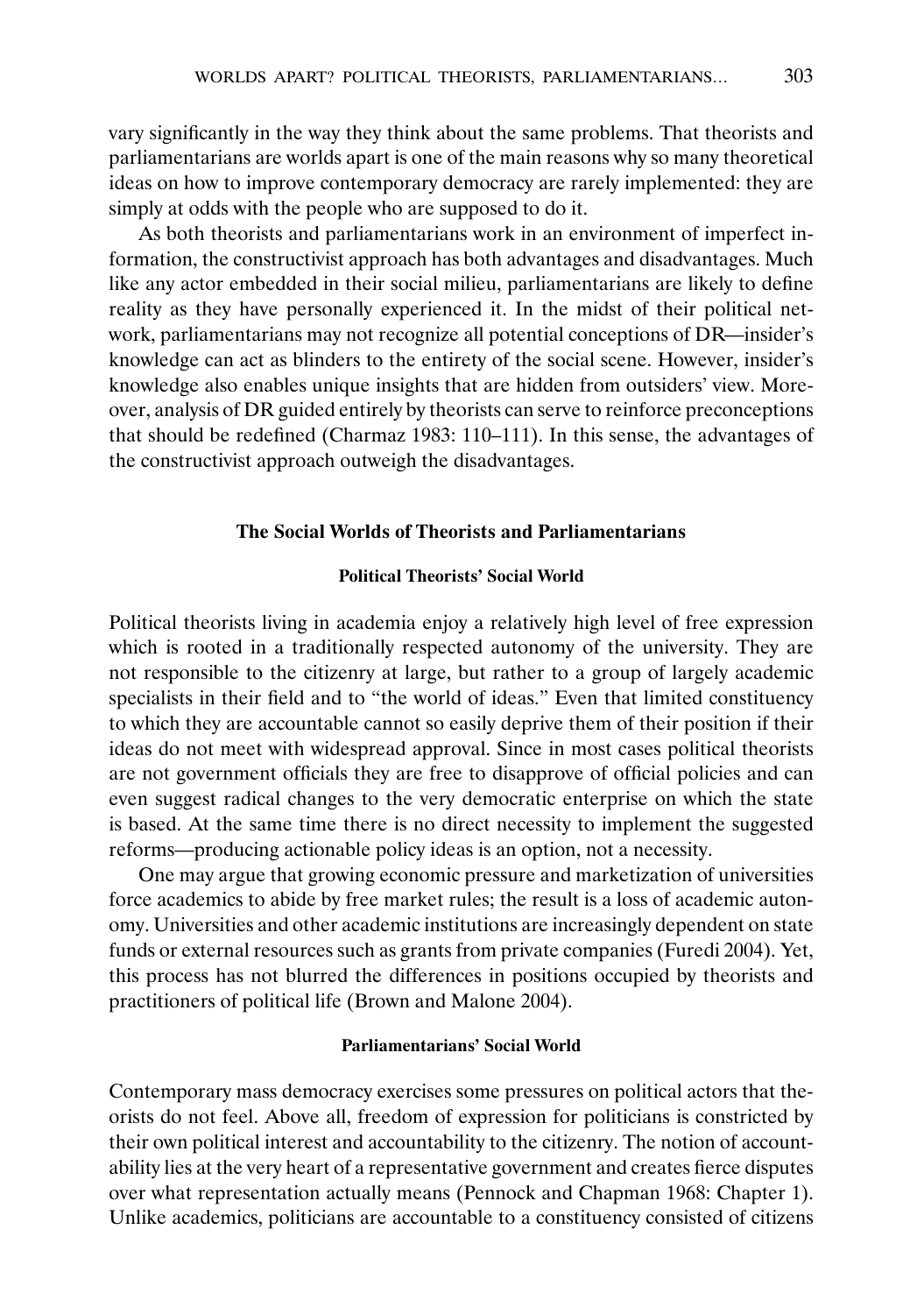vary significantly in the way they think about the same problems. That theorists and parliamentarians are worlds apart is one of the main reasons why so many theoretical ideas on how to improve contemporary democracy are rarely implemented: they are simply at odds with the people who are supposed to do it.

As both theorists and parliamentarians work in an environment of imperfect information, the constructivist approach has both advantages and disadvantages. Much like any actor embedded in their social milieu, parliamentarians are likely to define reality as they have personally experienced it. In the midst of their political network, parliamentarians may not recognize all potential conceptions of DR—insider's knowledge can act as blinders to the entirety of the social scene. However, insider's knowledge also enables unique insights that are hidden from outsiders' view. Moreover, analysis of DR guided entirely by theorists can serve to reinforce preconceptions that should be redefined (Charmaz 1983: 110–111). In this sense, the advantages of the constructivist approach outweigh the disadvantages.

## The Social Worlds of Theorists and Parliamentarians

### Political Theorists' Social World

Political theorists living in academia enjoy a relatively high level of free expression which is rooted in a traditionally respected autonomy of the university. They are not responsible to the citizenry at large, but rather to a group of largely academic specialists in their field and to "the world of ideas." Even that limited constituency to which they are accountable cannot so easily deprive them of their position if their ideas do not meet with widespread approval. Since in most cases political theorists are not government officials they are free to disapprove of official policies and can even suggest radical changes to the very democratic enterprise on which the state is based. At the same time there is no direct necessity to implement the suggested reforms—producing actionable policy ideas is an option, not a necessity.

One may argue that growing economic pressure and marketization of universities force academics to abide by free market rules; the result is a loss of academic autonomy. Universities and other academic institutions are increasingly dependent on state funds or external resources such as grants from private companies (Furedi 2004). Yet, this process has not blurred the differences in positions occupied by theorists and practitioners of political life (Brown and Malone 2004).

### Parliamentarians' Social World

Contemporary mass democracy exercises some pressures on political actors that theorists do not feel. Above all, freedom of expression for politicians is constricted by their own political interest and accountability to the citizenry. The notion of accountability lies at the very heart of a representative government and creates fierce disputes over what representation actually means (Pennock and Chapman 1968: Chapter 1). Unlike academics, politicians are accountable to a constituency consisted of citizens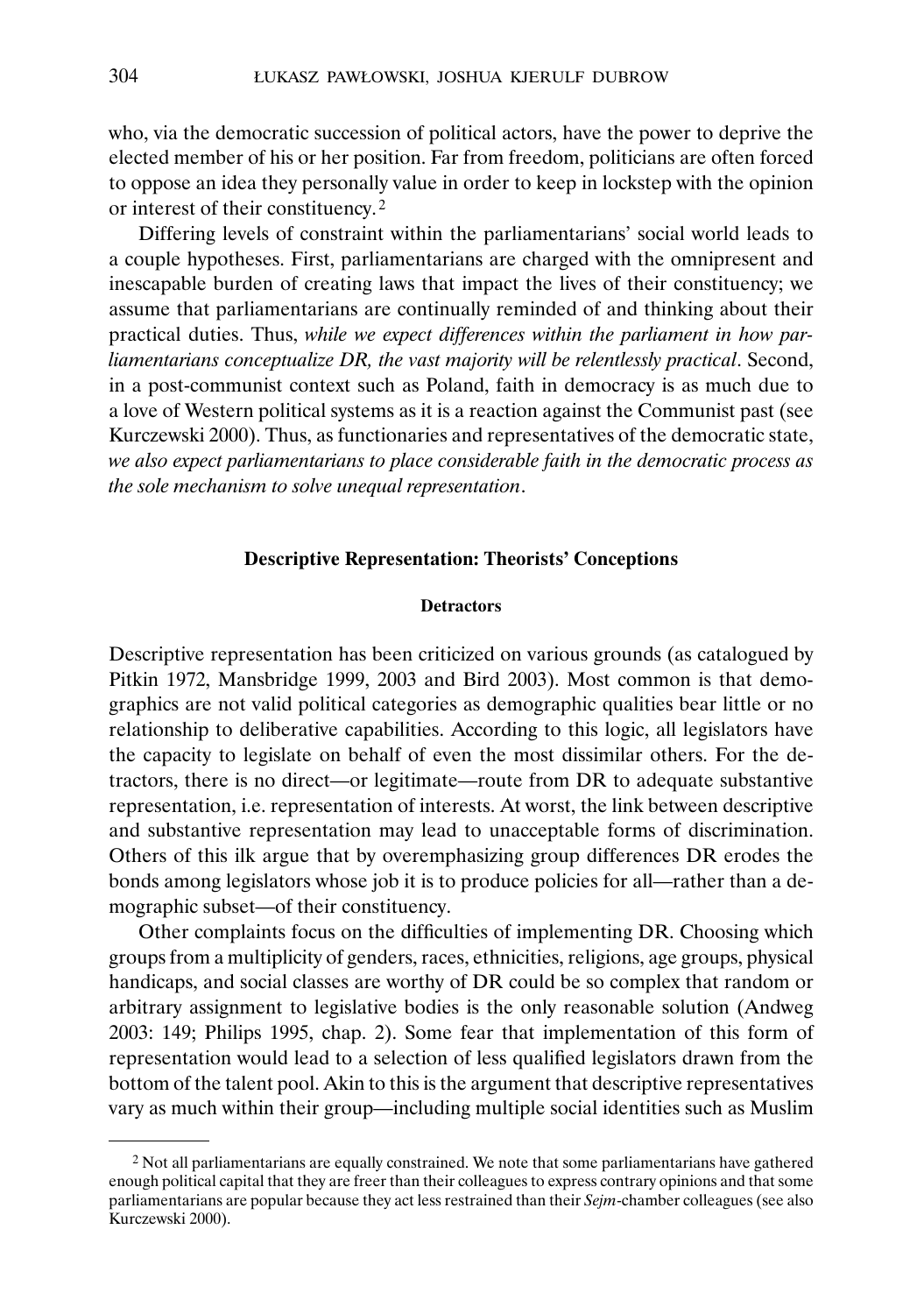who, via the democratic succession of political actors, have the power to deprive the elected member of his or her position. Far from freedom, politicians are often forced to oppose an idea they personally value in order to keep in lockstep with the opinion or interest of their constituency. [2]

Differing levels of constraint within the parliamentarians' social world leads to a couple hypotheses. First, parliamentarians are charged with the omnipresent and inescapable burden of creating laws that impact the lives of their constituency; we assume that parliamentarians are continually reminded of and thinking about their practical duties. Thus, *while we expect differences within the parliament in how parliamentarians conceptualize DR, the vast majority will be relentlessly practical*. Second, in a post-communist context such as Poland, faith in democracy is as much due to a love of Western political systems as it is a reaction against the Communist past (see Kurczewski 2000). Thus, as functionaries and representatives of the democratic state, *we also expect parliamentarians to place considerable faith in the democratic process as the sole mechanism to solve unequal representation*.

## Descriptive Representation: Theorists' Conceptions

### Detractors

Descriptive representation has been criticized on various grounds (as catalogued by Pitkin 1972, Mansbridge 1999, 2003 and Bird 2003). Most common is that demographics are not valid political categories as demographic qualities bear little or no relationship to deliberative capabilities. According to this logic, all legislators have the capacity to legislate on behalf of even the most dissimilar others. For the detractors, there is no direct—or legitimate—route from DR to adequate substantive representation, i.e. representation of interests. At worst, the link between descriptive and substantive representation may lead to unacceptable forms of discrimination. Others of this ilk argue that by overemphasizing group differences DR erodes the bonds among legislators whose job it is to produce policies for all—rather than a demographic subset—of their constituency.

Other complaints focus on the difficulties of implementing DR. Choosing which groups from a multiplicity of genders, races, ethnicities, religions, age groups, physical handicaps, and social classes are worthy of DR could be so complex that random or arbitrary assignment to legislative bodies is the only reasonable solution (Andweg 2003: 149; Philips 1995, chap. 2). Some fear that implementation of this form of representation would lead to a selection of less qualified legislators drawn from the bottom of the talent pool. Akin to this is the argument that descriptive representatives vary as much within their group—including multiple social identities such as Muslim

[2] Not all parliamentarians are equally constrained. We note that some parliamentarians have gathered enough political capital that they are freer than their colleagues to express contrary opinions and that some parliamentarians are popular because they act less restrained than their *Sejm*-chamber colleagues (see also Kurczewski 2000).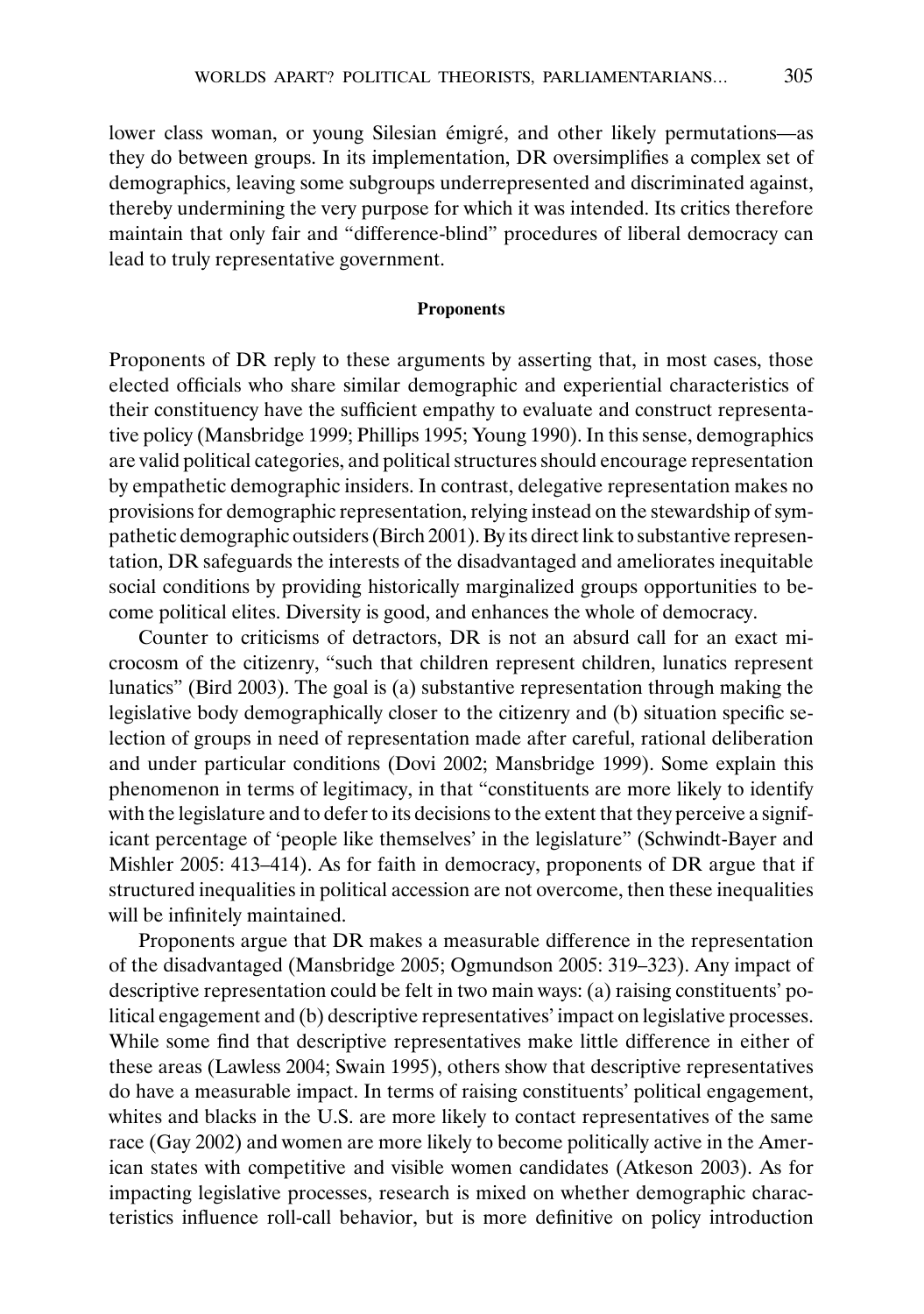lower class woman, or young Silesian émigré, and other likely permutations—as they do between groups. In its implementation, DR oversimplifies a complex set of demographics, leaving some subgroups underrepresented and discriminated against, thereby undermining the very purpose for which it was intended. Its critics therefore maintain that only fair and "difference-blind" procedures of liberal democracy can lead to truly representative government.

### Proponents

Proponents of DR reply to these arguments by asserting that, in most cases, those elected officials who share similar demographic and experiential characteristics of their constituency have the sufficient empathy to evaluate and construct representative policy (Mansbridge 1999; Phillips 1995; Young 1990). In this sense, demographics are valid political categories, and political structures should encourage representation by empathetic demographic insiders. In contrast, delegative representation makes no provisions for demographic representation, relying instead on the stewardship of sympathetic demographic outsiders (Birch 2001). By its direct link to substantive representation, DR safeguards the interests of the disadvantaged and ameliorates inequitable social conditions by providing historically marginalized groups opportunities to become political elites. Diversity is good, and enhances the whole of democracy.

Counter to criticisms of detractors, DR is not an absurd call for an exact microcosm of the citizenry, "such that children represent children, lunatics represent lunatics" (Bird 2003). The goal is (a) substantive representation through making the legislative body demographically closer to the citizenry and (b) situation specific selection of groups in need of representation made after careful, rational deliberation and under particular conditions (Dovi 2002; Mansbridge 1999). Some explain this phenomenon in terms of legitimacy, in that "constituents are more likely to identify with the legislature and to defer to its decisions to the extent that they perceive a significant percentage of 'people like themselves' in the legislature" (Schwindt-Bayer and Mishler 2005: 413–414). As for faith in democracy, proponents of DR argue that if structured inequalities in political accession are not overcome, then these inequalities will be infinitely maintained.

Proponents argue that DR makes a measurable difference in the representation of the disadvantaged (Mansbridge 2005; Ogmundson 2005: 319–323). Any impact of descriptive representation could be felt in two main ways: (a) raising constituents' political engagement and (b) descriptive representatives' impact on legislative processes. While some find that descriptive representatives make little difference in either of these areas (Lawless 2004; Swain 1995), others show that descriptive representatives do have a measurable impact. In terms of raising constituents' political engagement, whites and blacks in the U.S. are more likely to contact representatives of the same race (Gay 2002) and women are more likely to become politically active in the American states with competitive and visible women candidates (Atkeson 2003). As for impacting legislative processes, research is mixed on whether demographic characteristics influence roll-call behavior, but is more definitive on policy introduction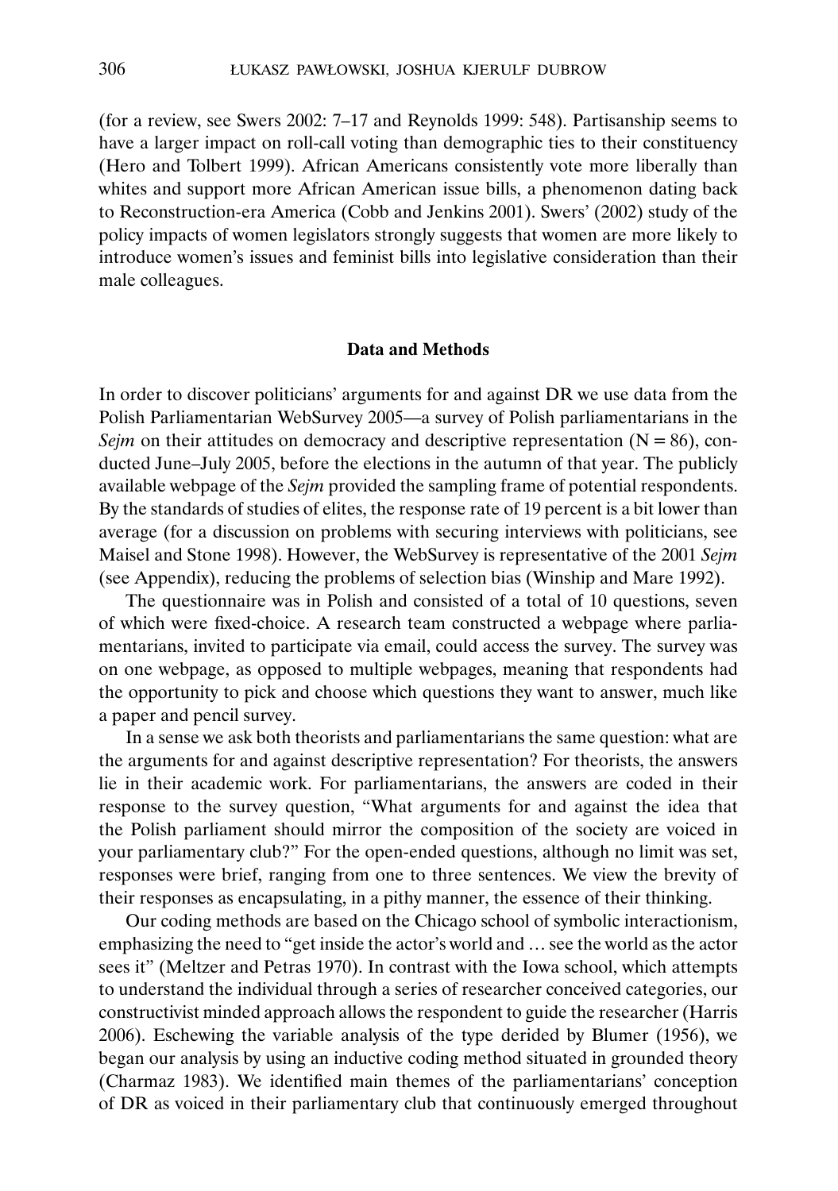(for a review, see Swers 2002: 7–17 and Reynolds 1999: 548). Partisanship seems to have a larger impact on roll-call voting than demographic ties to their constituency (Hero and Tolbert 1999). African Americans consistently vote more liberally than whites and support more African American issue bills, a phenomenon dating back to Reconstruction-era America (Cobb and Jenkins 2001). Swers' (2002) study of the policy impacts of women legislators strongly suggests that women are more likely to introduce women's issues and feminist bills into legislative consideration than their male colleagues.

## Data and Methods

In order to discover politicians' arguments for and against DR we use data from the Polish Parliamentarian WebSurvey 2005—a survey of Polish parliamentarians in the *Sejm* on their attitudes on democracy and descriptive representation (N = 86), conducted June–July 2005, before the elections in the autumn of that year. The publicly available webpage of the *Sejm* provided the sampling frame of potential respondents. By the standards of studies of elites, the response rate of 19 percent is a bit lower than average (for a discussion on problems with securing interviews with politicians, see Maisel and Stone 1998). However, the WebSurvey is representative of the 2001 *Sejm* (see Appendix), reducing the problems of selection bias (Winship and Mare 1992).

The questionnaire was in Polish and consisted of a total of 10 questions, seven of which were fixed-choice. A research team constructed a webpage where parliamentarians, invited to participate via email, could access the survey. The survey was on one webpage, as opposed to multiple webpages, meaning that respondents had the opportunity to pick and choose which questions they want to answer, much like a paper and pencil survey.

In a sense we ask both theorists and parliamentarians the same question: what are the arguments for and against descriptive representation? For theorists, the answers lie in their academic work. For parliamentarians, the answers are coded in their response to the survey question, "What arguments for and against the idea that the Polish parliament should mirror the composition of the society are voiced in your parliamentary club?" For the open-ended questions, although no limit was set, responses were brief, ranging from one to three sentences. We view the brevity of their responses as encapsulating, in a pithy manner, the essence of their thinking.

Our coding methods are based on the Chicago school of symbolic interactionism, emphasizing the need to "get inside the actor's world and … see the world as the actor sees it" (Meltzer and Petras 1970). In contrast with the Iowa school, which attempts to understand the individual through a series of researcher conceived categories, our constructivist minded approach allows the respondent to guide the researcher (Harris 2006). Eschewing the variable analysis of the type derided by Blumer (1956), we began our analysis by using an inductive coding method situated in grounded theory (Charmaz 1983). We identified main themes of the parliamentarians' conception of DR as voiced in their parliamentary club that continuously emerged throughout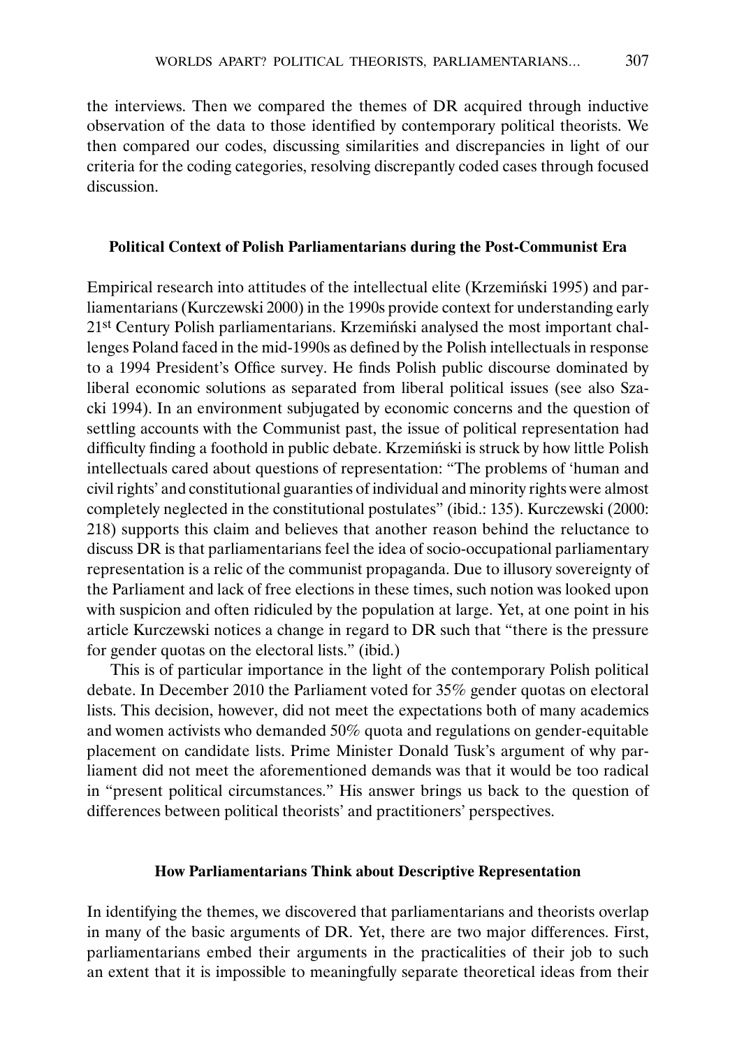the interviews. Then we compared the themes of DR acquired through inductive observation of the data to those identified by contemporary political theorists. We then compared our codes, discussing similarities and discrepancies in light of our criteria for the coding categories, resolving discrepantly coded cases through focused discussion.

## Political Context of Polish Parliamentarians during the Post-Communist Era

Empirical research into attitudes of the intellectual elite (Krzemiński 1995) and parliamentarians (Kurczewski 2000) in the 1990s provide context for understanding early 21st Century Polish parliamentarians. Krzemiński analysed the most important challenges Poland faced in the mid-1990s as defined by the Polish intellectuals in response to a 1994 President's Office survey. He finds Polish public discourse dominated by liberal economic solutions as separated from liberal political issues (see also Szacki 1994). In an environment subjugated by economic concerns and the question of settling accounts with the Communist past, the issue of political representation had difficulty finding a foothold in public debate. Krzemiński is struck by how little Polish intellectuals cared about questions of representation: "The problems of 'human and civil rights' and constitutional guaranties of individual and minority rights were almost completely neglected in the constitutional postulates" (ibid.: 135). Kurczewski (2000: 218) supports this claim and believes that another reason behind the reluctance to discuss DR is that parliamentarians feel the idea of socio-occupational parliamentary representation is a relic of the communist propaganda. Due to illusory sovereignty of the Parliament and lack of free elections in these times, such notion was looked upon with suspicion and often ridiculed by the population at large. Yet, at one point in his article Kurczewski notices a change in regard to DR such that "there is the pressure for gender quotas on the electoral lists." (ibid.)

This is of particular importance in the light of the contemporary Polish political debate. In December 2010 the Parliament voted for 35% gender quotas on electoral lists. This decision, however, did not meet the expectations both of many academics and women activists who demanded 50% quota and regulations on gender-equitable placement on candidate lists. Prime Minister Donald Tusk's argument of why parliament did not meet the aforementioned demands was that it would be too radical in "present political circumstances." His answer brings us back to the question of differences between political theorists' and practitioners' perspectives.

## How Parliamentarians Think about Descriptive Representation

In identifying the themes, we discovered that parliamentarians and theorists overlap in many of the basic arguments of DR. Yet, there are two major differences. First, parliamentarians embed their arguments in the practicalities of their job to such an extent that it is impossible to meaningfully separate theoretical ideas from their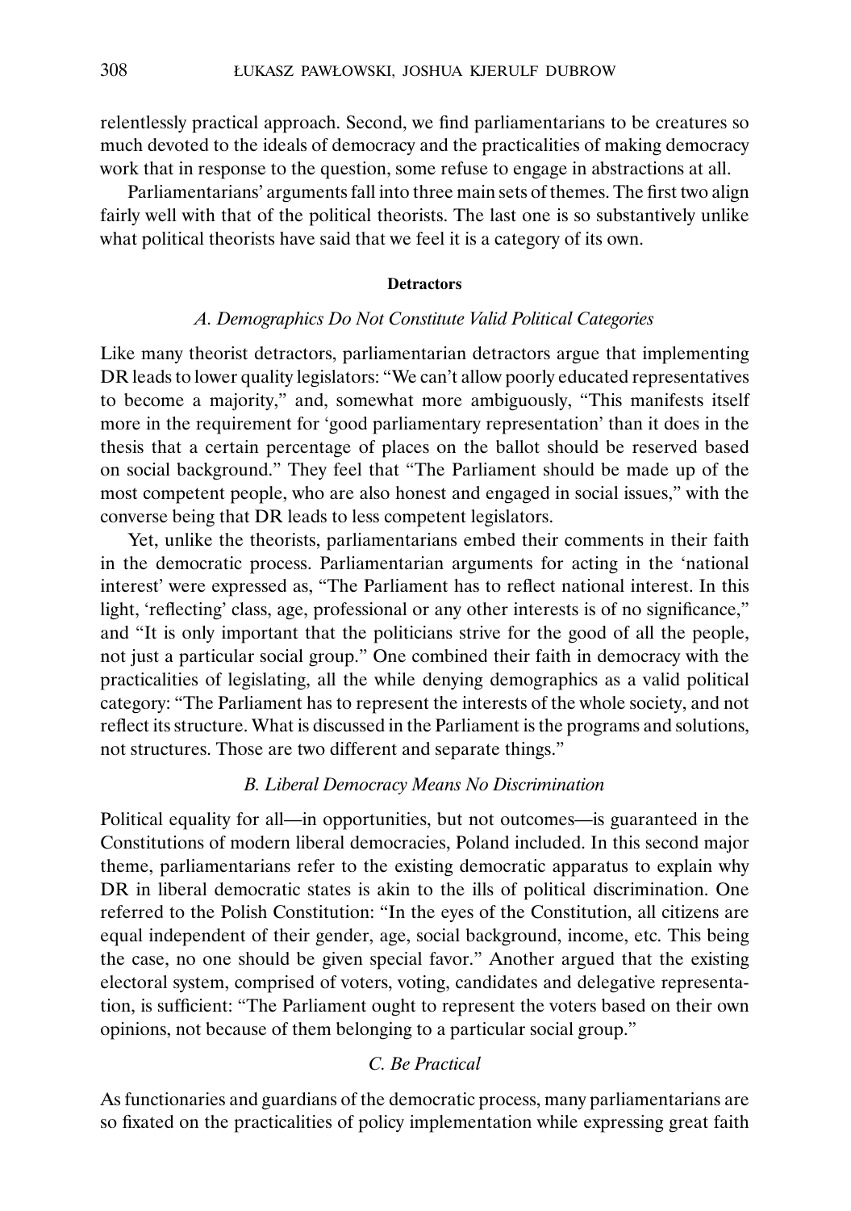relentlessly practical approach. Second, we find parliamentarians to be creatures so much devoted to the ideals of democracy and the practicalities of making democracy work that in response to the question, some refuse to engage in abstractions at all.

Parliamentarians' arguments fall into three main sets of themes. The first two align fairly well with that of the political theorists. The last one is so substantively unlike what political theorists have said that we feel it is a category of its own.

## Detractors

### *A. Demographics Do Not Constitute Valid Political Categories*

Like many theorist detractors, parliamentarian detractors argue that implementing DR leads to lower quality legislators: "We can't allow poorly educated representatives to become a majority," and, somewhat more ambiguously, "This manifests itself more in the requirement for 'good parliamentary representation' than it does in the thesis that a certain percentage of places on the ballot should be reserved based on social background." They feel that "The Parliament should be made up of the most competent people, who are also honest and engaged in social issues," with the converse being that DR leads to less competent legislators.

Yet, unlike the theorists, parliamentarians embed their comments in their faith in the democratic process. Parliamentarian arguments for acting in the 'national interest' were expressed as, "The Parliament has to reflect national interest. In this light, 'reflecting' class, age, professional or any other interests is of no significance," and "It is only important that the politicians strive for the good of all the people, not just a particular social group." One combined their faith in democracy with the practicalities of legislating, all the while denying demographics as a valid political category: "The Parliament has to represent the interests of the whole society, and not reflect its structure. What is discussed in the Parliament is the programs and solutions, not structures. Those are two different and separate things."

### *B. Liberal Democracy Means No Discrimination*

Political equality for all—in opportunities, but not outcomes—is guaranteed in the Constitutions of modern liberal democracies, Poland included. In this second major theme, parliamentarians refer to the existing democratic apparatus to explain why DR in liberal democratic states is akin to the ills of political discrimination. One referred to the Polish Constitution: "In the eyes of the Constitution, all citizens are equal independent of their gender, age, social background, income, etc. This being the case, no one should be given special favor." Another argued that the existing electoral system, comprised of voters, voting, candidates and delegative representation, is sufficient: "The Parliament ought to represent the voters based on their own opinions, not because of them belonging to a particular social group."

### *C. Be Practical*

As functionaries and guardians of the democratic process, many parliamentarians are so fixated on the practicalities of policy implementation while expressing great faith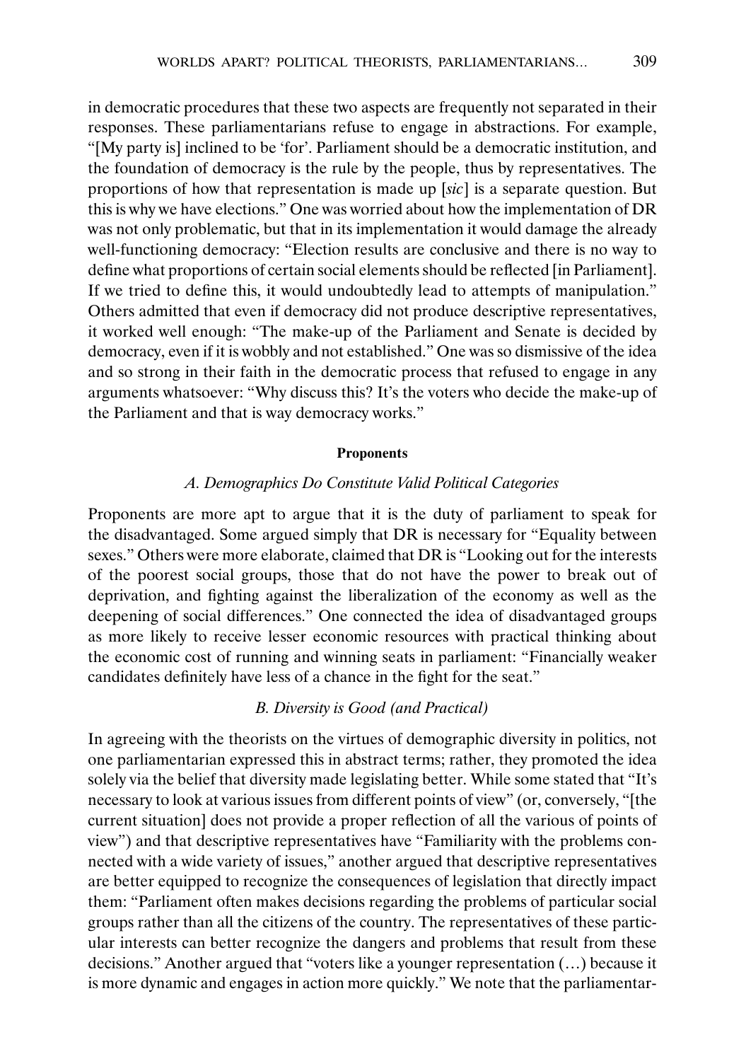in democratic procedures that these two aspects are frequently not separated in their responses. These parliamentarians refuse to engage in abstractions. For example, "[My party is] inclined to be 'for'. Parliament should be a democratic institution, and the foundation of democracy is the rule by the people, thus by representatives. The proportions of how that representation is made up [*sic*] is a separate question. But this is why we have elections." One was worried about how the implementation of DR was not only problematic, but that in its implementation it would damage the already well-functioning democracy: "Election results are conclusive and there is no way to define what proportions of certain social elements should be reflected [in Parliament]. If we tried to define this, it would undoubtedly lead to attempts of manipulation." Others admitted that even if democracy did not produce descriptive representatives, it worked well enough: "The make-up of the Parliament and Senate is decided by democracy, even if it is wobbly and not established." One was so dismissive of the idea and so strong in their faith in the democratic process that refused to engage in any arguments whatsoever: "Why discuss this? It's the voters who decide the make-up of the Parliament and that is way democracy works."

## Proponents

### *A. Demographics Do Constitute Valid Political Categories*

Proponents are more apt to argue that it is the duty of parliament to speak for the disadvantaged. Some argued simply that DR is necessary for "Equality between sexes." Others were more elaborate, claimed that DR is "Looking out for the interests of the poorest social groups, those that do not have the power to break out of deprivation, and fighting against the liberalization of the economy as well as the deepening of social differences." One connected the idea of disadvantaged groups as more likely to receive lesser economic resources with practical thinking about the economic cost of running and winning seats in parliament: "Financially weaker candidates definitely have less of a chance in the fight for the seat."

### *B. Diversity is Good (and Practical)*

In agreeing with the theorists on the virtues of demographic diversity in politics, not one parliamentarian expressed this in abstract terms; rather, they promoted the idea solely via the belief that diversity made legislating better. While some stated that "It's necessary to look at various issues from different points of view" (or, conversely, "[the current situation] does not provide a proper reflection of all the various of points of view") and that descriptive representatives have "Familiarity with the problems connected with a wide variety of issues," another argued that descriptive representatives are better equipped to recognize the consequences of legislation that directly impact them: "Parliament often makes decisions regarding the problems of particular social groups rather than all the citizens of the country. The representatives of these particular interests can better recognize the dangers and problems that result from these decisions." Another argued that "voters like a younger representation (…) because it is more dynamic and engages in action more quickly." We note that the parliamentar-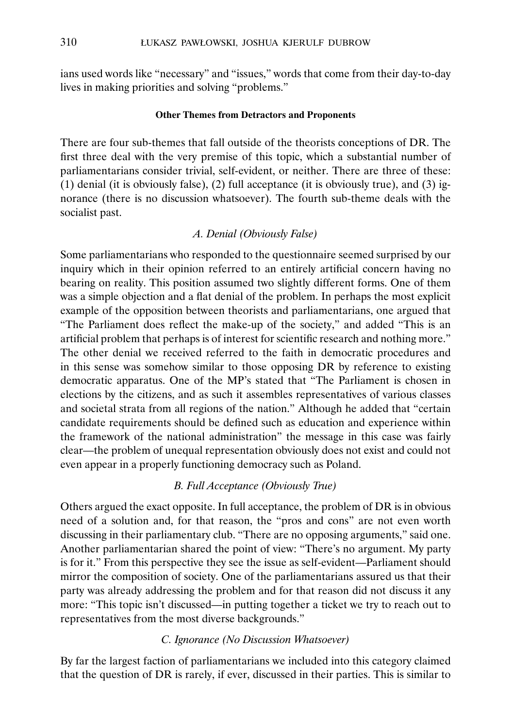ians used words like "necessary" and "issues," words that come from their day-to-day lives in making priorities and solving "problems."

### Other Themes from Detractors and Proponents

There are four sub-themes that fall outside of the theorists conceptions of DR. The first three deal with the very premise of this topic, which a substantial number of parliamentarians consider trivial, self-evident, or neither. There are three of these: (1) denial (it is obviously false), (2) full acceptance (it is obviously true), and (3) ignorance (there is no discussion whatsoever). The fourth sub-theme deals with the socialist past.

#### *A. Denial (Obviously False)*

Some parliamentarians who responded to the questionnaire seemed surprised by our inquiry which in their opinion referred to an entirely artificial concern having no bearing on reality. This position assumed two slightly different forms. One of them was a simple objection and a flat denial of the problem. In perhaps the most explicit example of the opposition between theorists and parliamentarians, one argued that "The Parliament does reflect the make-up of the society," and added "This is an artificial problem that perhaps is of interest for scientific research and nothing more." The other denial we received referred to the faith in democratic procedures and in this sense was somehow similar to those opposing DR by reference to existing democratic apparatus. One of the MP's stated that "The Parliament is chosen in elections by the citizens, and as such it assembles representatives of various classes and societal strata from all regions of the nation." Although he added that "certain candidate requirements should be defined such as education and experience within the framework of the national administration" the message in this case was fairly clear—the problem of unequal representation obviously does not exist and could not even appear in a properly functioning democracy such as Poland.

#### *B. Full Acceptance (Obviously True)*

Others argued the exact opposite. In full acceptance, the problem of DR is in obvious need of a solution and, for that reason, the "pros and cons" are not even worth discussing in their parliamentary club. "There are no opposing arguments," said one. Another parliamentarian shared the point of view: "There's no argument. My party is for it." From this perspective they see the issue as self-evident—Parliament should mirror the composition of society. One of the parliamentarians assured us that their party was already addressing the problem and for that reason did not discuss it any more: "This topic isn't discussed—in putting together a ticket we try to reach out to representatives from the most diverse backgrounds."

#### *C. Ignorance (No Discussion Whatsoever)*

By far the largest faction of parliamentarians we included into this category claimed that the question of DR is rarely, if ever, discussed in their parties. This is similar to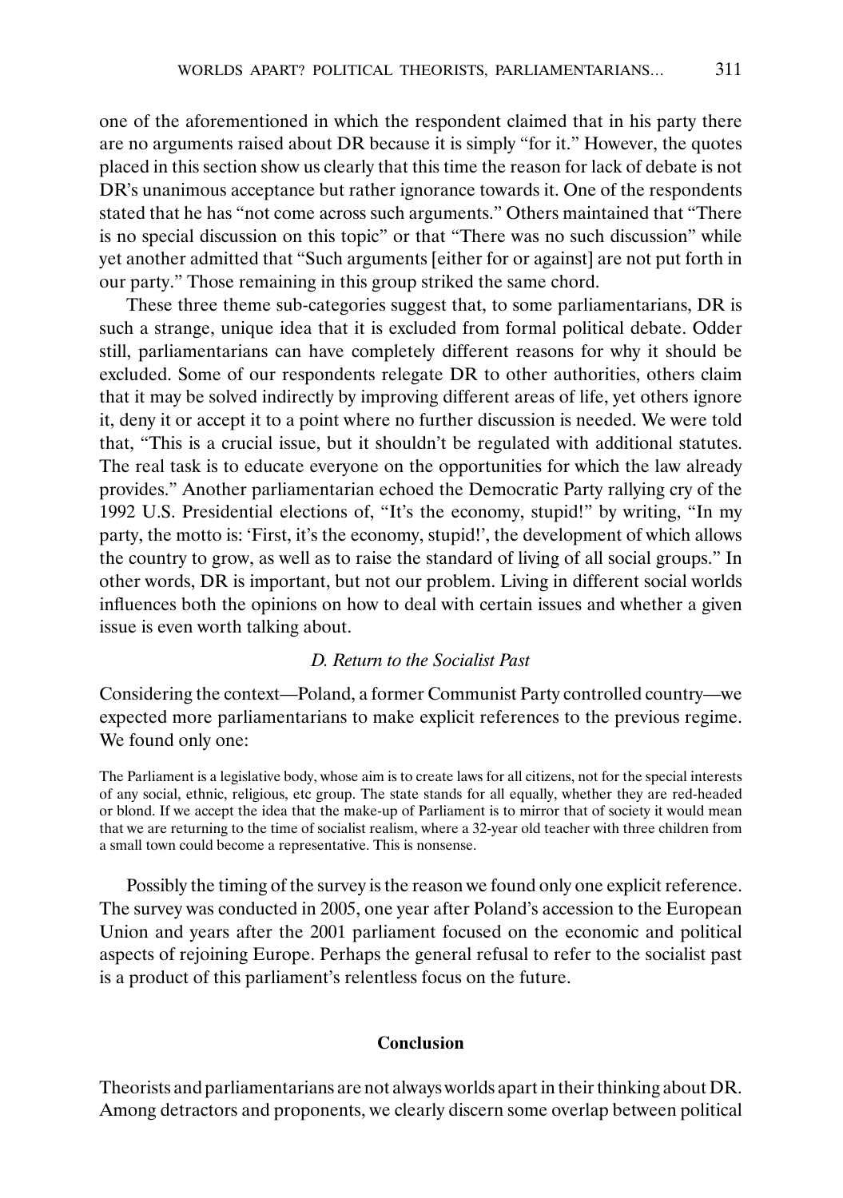one of the aforementioned in which the respondent claimed that in his party there are no arguments raised about DR because it is simply "for it." However, the quotes placed in this section show us clearly that this time the reason for lack of debate is not DR's unanimous acceptance but rather ignorance towards it. One of the respondents stated that he has "not come across such arguments." Others maintained that "There is no special discussion on this topic" or that "There was no such discussion" while yet another admitted that "Such arguments [either for or against] are not put forth in our party." Those remaining in this group striked the same chord.

These three theme sub-categories suggest that, to some parliamentarians, DR is such a strange, unique idea that it is excluded from formal political debate. Odder still, parliamentarians can have completely different reasons for why it should be excluded. Some of our respondents relegate DR to other authorities, others claim that it may be solved indirectly by improving different areas of life, yet others ignore it, deny it or accept it to a point where no further discussion is needed. We were told that, "This is a crucial issue, but it shouldn't be regulated with additional statutes. The real task is to educate everyone on the opportunities for which the law already provides." Another parliamentarian echoed the Democratic Party rallying cry of the 1992 U.S. Presidential elections of, "It's the economy, stupid!" by writing, "In my party, the motto is: 'First, it's the economy, stupid!', the development of which allows the country to grow, as well as to raise the standard of living of all social groups." In other words, DR is important, but not our problem. Living in different social worlds influences both the opinions on how to deal with certain issues and whether a given issue is even worth talking about.

### *D. Return to the Socialist Past*

Considering the context—Poland, a former Communist Party controlled country—we expected more parliamentarians to make explicit references to the previous regime. We found only one:

> The Parliament is a legislative body, whose aim is to create laws for all citizens, not for the special interests of any social, ethnic, religious, etc group. The state stands for all equally, whether they are red-headed or blond. If we accept the idea that the make-up of Parliament is to mirror that of society it would mean that we are returning to the time of socialist realism, where a 32-year old teacher with three children from a small town could become a representative. This is nonsense.

Possibly the timing of the survey is the reason we found only one explicit reference. The survey was conducted in 2005, one year after Poland's accession to the European Union and years after the 2001 parliament focused on the economic and political aspects of rejoining Europe. Perhaps the general refusal to refer to the socialist past is a product of this parliament's relentless focus on the future.

## Conclusion

Theorists and parliamentarians are not always worlds apart in their thinking about DR. Among detractors and proponents, we clearly discern some overlap between political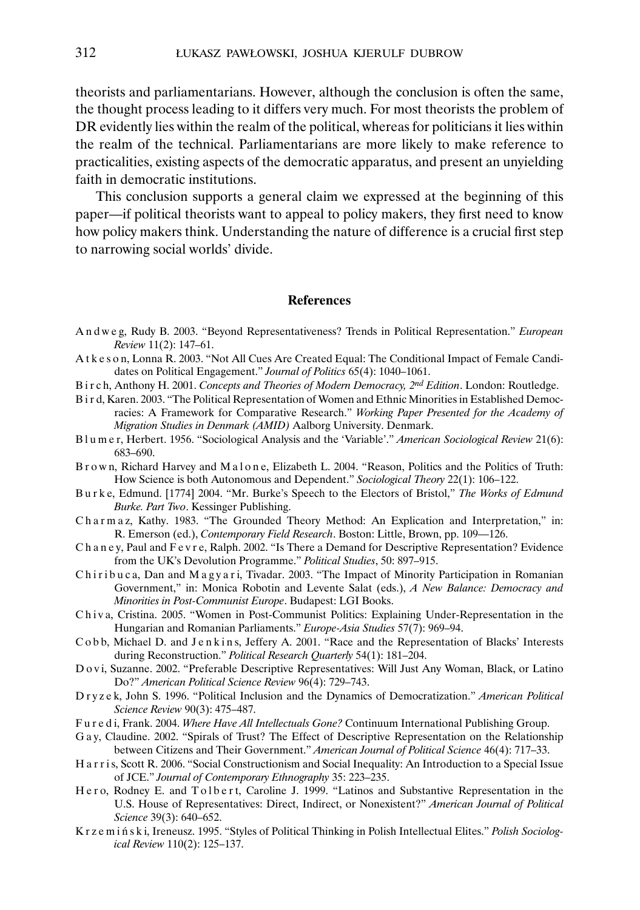theorists and parliamentarians. However, although the conclusion is often the same, the thought process leading to it differs very much. For most theorists the problem of DR evidently lies within the realm of the political, whereas for politicians it lies within the realm of the technical. Parliamentarians are more likely to make reference to practicalities, existing aspects of the democratic apparatus, and present an unyielding faith in democratic institutions.

This conclusion supports a general claim we expressed at the beginning of this paper—if political theorists want to appeal to policy makers, they first need to know how policy makers think. Understanding the nature of difference is a crucial first step to narrowing social worlds' divide.

## References

Andweg, Rudy B. 2003. "Beyond Representativeness? Trends in Political Representation." *European Review* 11(2): 147–61.

Atkeson, Lonna R. 2003. "Not All Cues Are Created Equal: The Conditional Impact of Female Candidates on Political Engagement." *Journal of Politics* 65(4): 1040–1061.

Birch, Anthony H. 2001. *Concepts and Theories of Modern Democracy, 2nd Edition*. London: Routledge.

Bird, Karen. 2003. "The Political Representation of Women and Ethnic Minorities in Established Democracies: A Framework for Comparative Research." *Working Paper Presented for the Academy of Migration Studies in Denmark (AMID)* Aalborg University. Denmark.

Blumer, Herbert. 1956. "Sociological Analysis and the 'Variable'." *American Sociological Review* 21(6): 683–690.

Brown, Richard Harvey and Malone, Elizabeth L. 2004. "Reason, Politics and the Politics of Truth: How Science is both Autonomous and Dependent." *Sociological Theory* 22(1): 106–122.

Burke, Edmund. [1774] 2004. "Mr. Burke's Speech to the Electors of Bristol," *The Works of Edmund Burke. Part Two*. Kessinger Publishing.

Charmaz, Kathy. 1983. "The Grounded Theory Method: An Explication and Interpretation," in: R. Emerson (ed.), *Contemporary Field Research*. Boston: Little, Brown, pp. 109—126.

Chaney, Paul and Fevre, Ralph. 2002. "Is There a Demand for Descriptive Representation? Evidence from the UK's Devolution Programme." *Political Studies*, 50: 897–915.

Chiribuca, Dan and Magyari, Tivadar. 2003. "The Impact of Minority Participation in Romanian Government," in: Monica Robotin and Levente Salat (eds.), *A New Balance: Democracy and Minorities in Post-Communist Europe*. Budapest: LGI Books.

Chiva, Cristina. 2005. "Women in Post-Communist Politics: Explaining Under-Representation in the Hungarian and Romanian Parliaments." *Europe-Asia Studies* 57(7): 969–94.

Cobb, Michael D. and Jenkins, Jeffery A. 2001. "Race and the Representation of Blacks' Interests during Reconstruction." *Political Research Quarterly* 54(1): 181–204.

Dovi, Suzanne. 2002. "Preferable Descriptive Representatives: Will Just Any Woman, Black, or Latino Do?" *American Political Science Review* 96(4): 729–743.

Dryzek, John S. 1996. "Political Inclusion and the Dynamics of Democratization." *American Political Science Review* 90(3): 475–487.

Furedi, Frank. 2004. *Where Have All Intellectuals Gone?* Continuum International Publishing Group.

Gay, Claudine. 2002. "Spirals of Trust? The Effect of Descriptive Representation on the Relationship between Citizens and Their Government." *American Journal of Political Science* 46(4): 717–33.

Harris, Scott R. 2006. "Social Constructionism and Social Inequality: An Introduction to a Special Issue of JCE." *Journal of Contemporary Ethnography* 35: 223–235.

Hero, Rodney E. and Tolbert, Caroline J. 1999. "Latinos and Substantive Representation in the U.S. House of Representatives: Direct, Indirect, or Nonexistent?" *American Journal of Political Science* 39(3): 640–652.

Krzemiński, Ireneusz. 1995. "Styles of Political Thinking in Polish Intellectual Elites." *Polish Sociological Review* 110(2): 125–137.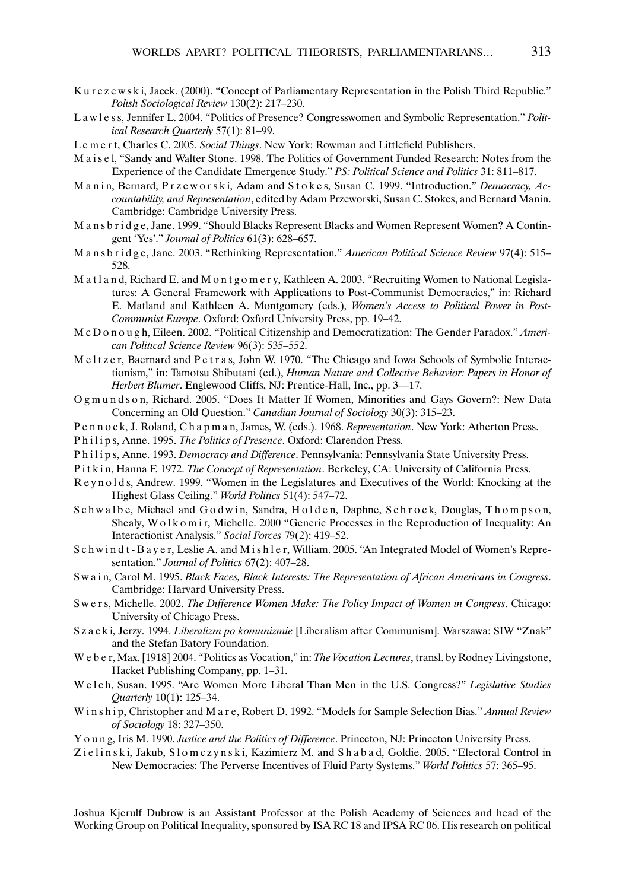Kurczewski, Jacek. (2000). "Concept of Parliamentary Representation in the Polish Third Republic." *Polish Sociological Review* 130(2): 217–230.

Lawless, Jennifer L. 2004. "Politics of Presence? Congresswomen and Symbolic Representation." *Political Research Quarterly* 57(1): 81–99.

Lemert, Charles C. 2005. *Social Things*. New York: Rowman and Littlefield Publishers.

Maisel, "Sandy and Walter Stone. 1998. The Politics of Government Funded Research: Notes from the Experience of the Candidate Emergence Study." *PS: Political Science and Politics* 31: 811–817.

Manin, Bernard, Przeworski, Adam and Stokes, Susan C. 1999. "Introduction." *Democracy, Accountability, and Representation*, edited by Adam Przeworski, Susan C. Stokes, and Bernard Manin. Cambridge: Cambridge University Press.

Mansbridge, Jane. 1999. "Should Blacks Represent Blacks and Women Represent Women? A Contingent 'Yes'." *Journal of Politics* 61(3): 628–657.

Mansbridge, Jane. 2003. "Rethinking Representation." *American Political Science Review* 97(4): 515–528.

Matland, Richard E. and Montgomery, Kathleen A. 2003. "Recruiting Women to National Legislatures: A General Framework with Applications to Post-Communist Democracies," in: Richard E. Matland and Kathleen A. Montgomery (eds.), *Women's Access to Political Power in Post-Communist Europe*. Oxford: Oxford University Press, pp. 19–42.

McDonough, Eileen. 2002. "Political Citizenship and Democratization: The Gender Paradox." *American Political Science Review* 96(3): 535–552.

Meltzer, Baernard and Petras, John W. 1970. "The Chicago and Iowa Schools of Symbolic Interactionism," in: Tamotsu Shibutani (ed.), *Human Nature and Collective Behavior: Papers in Honor of Herbert Blumer*. Englewood Cliffs, NJ: Prentice-Hall, Inc., pp. 3—17.

Ogmundson, Richard. 2005. "Does It Matter If Women, Minorities and Gays Govern?: New Data Concerning an Old Question." *Canadian Journal of Sociology* 30(3): 315–23.

Pennock, J. Roland, Chapman, James, W. (eds.). 1968. *Representation*. New York: Atherton Press.

Philips, Anne. 1995. *The Politics of Presence*. Oxford: Clarendon Press.

Philips, Anne. 1993. *Democracy and Difference*. Pennsylvania: Pennsylvania State University Press.

Pitkin, Hanna F. 1972. *The Concept of Representation*. Berkeley, CA: University of California Press.

Reynolds, Andrew. 1999. "Women in the Legislatures and Executives of the World: Knocking at the Highest Glass Ceiling." *World Politics* 51(4): 547–72.

Schwalbe, Michael and Godwin, Sandra, Holden, Daphne, Schrock, Douglas, Thompson, Shealy, Wolkomir, Michelle. 2000 "Generic Processes in the Reproduction of Inequality: An Interactionist Analysis." *Social Forces* 79(2): 419–52.

Schwindt-Bayer, Leslie A. and Mishler, William. 2005. "An Integrated Model of Women's Representation." *Journal of Politics* 67(2): 407–28.

Swain, Carol M. 1995. *Black Faces, Black Interests: The Representation of African Americans in Congress*. Cambridge: Harvard University Press.

Swers, Michelle. 2002. *The Difference Women Make: The Policy Impact of Women in Congress*. Chicago: University of Chicago Press.

Szacki, Jerzy. 1994. *Liberalizm po komunizmie* [Liberalism after Communism]. Warszawa: SIW "Znak" and the Stefan Batory Foundation.

Weber, Max. [1918] 2004. "Politics as Vocation," in: *The Vocation Lectures*, transl. by Rodney Livingstone, Hacket Publishing Company, pp. 1–31.

Welch, Susan. 1995. "Are Women More Liberal Than Men in the U.S. Congress?" *Legislative Studies Quarterly* 10(1): 125–34.

Winship, Christopher and Mare, Robert D. 1992. "Models for Sample Selection Bias." *Annual Review of Sociology* 18: 327–350.

Young, Iris M. 1990. *Justice and the Politics of Difference*. Princeton, NJ: Princeton University Press.

Zielinski, Jakub, Slomczynski, Kazimierz M. and Shabad, Goldie. 2005. "Electoral Control in New Democracies: The Perverse Incentives of Fluid Party Systems." *World Politics* 57: 365–95.

Joshua Kjerulf Dubrow is an Assistant Professor at the Polish Academy of Sciences and head of the Working Group on Political Inequality, sponsored by ISA RC 18 and IPSA RC 06. His research on political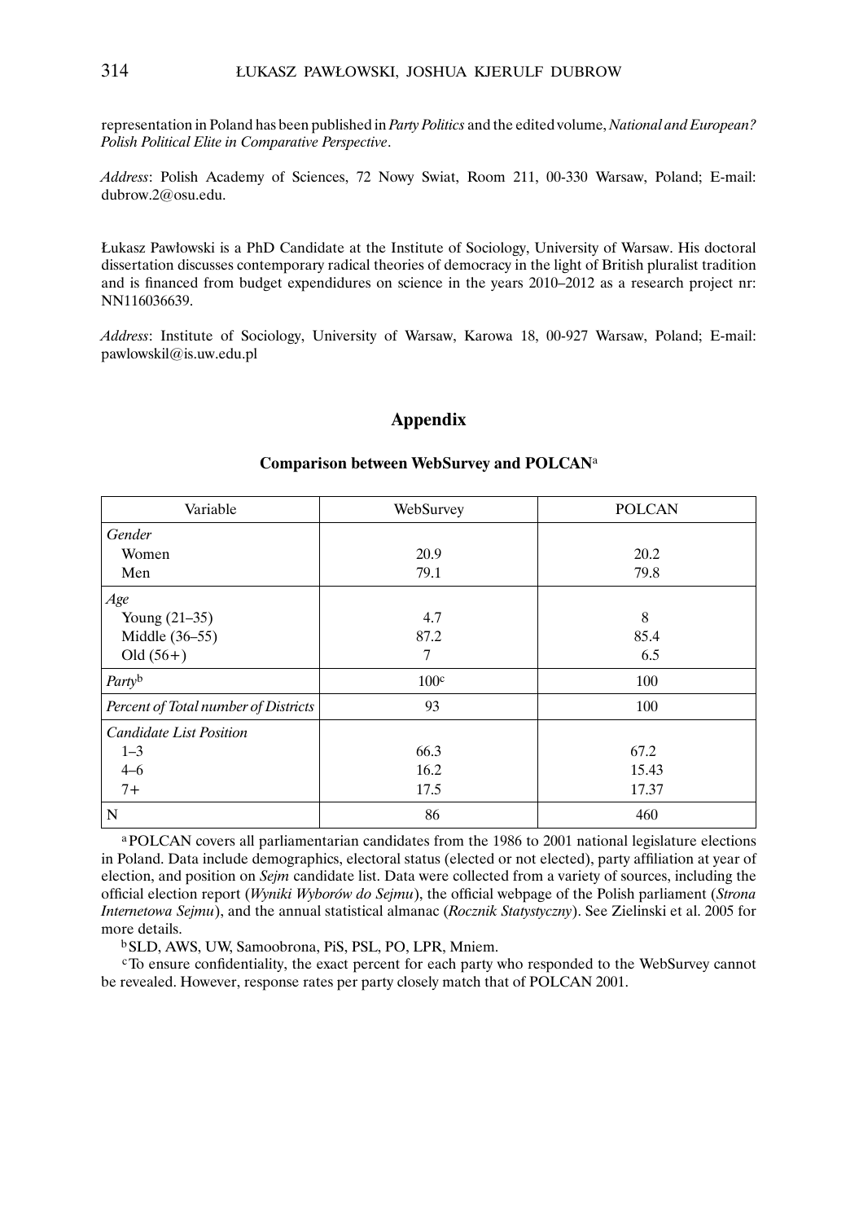representation in Poland has been published in *Party Politics* and the edited volume, *National and European? Polish Political Elite in Comparative Perspective*.

*Address*: Polish Academy of Sciences, 72 Nowy Swiat, Room 211, 00-330 Warsaw, Poland; E-mail: dubrow.2@osu.edu.

Łukasz Pawłowski is a PhD Candidate at the Institute of Sociology, University of Warsaw. His doctoral dissertation discusses contemporary radical theories of democracy in the light of British pluralist tradition and is financed from budget expendidures on science in the years 2010–2012 as a research project nr: NN116036639.

*Address*: Institute of Sociology, University of Warsaw, Karowa 18, 00-927 Warsaw, Poland; E-mail: pawlowskil@is.uw.edu.pl

## Appendix

### Comparison between WebSurvey and POLCAN[a]

| Variable | WebSurvey | POLCAN |
|---|---|---|
| *Gender* | | |
| Women | 20.9 | 20.2 |
| Men | 79.1 | 79.8 |
| *Age* | | |
| Young (21–35) | 4.7 | 8 |
| Middle (36–55) | 87.2 | 85.4 |
| Old (56+) | 7 | 6.5 |
| *Party*[b] | 100[c] | 100 |
| *Percent of Total number of Districts* | 93 | 100 |
| *Candidate List Position* | | |
| 1–3 | 66.3 | 67.2 |
| 4–6 | 16.2 | 15.43 |
| 7+ | 17.5 | 17.37 |
| N | 86 | 460 |

[a] POLCAN covers all parliamentarian candidates from the 1986 to 2001 national legislature elections in Poland. Data include demographics, electoral status (elected or not elected), party affiliation at year of election, and position on *Sejm* candidate list. Data were collected from a variety of sources, including the official election report (*Wyniki Wyborów do Sejmu*), the official webpage of the Polish parliament (*Strona Internetowa Sejmu*), and the annual statistical almanac (*Rocznik Statystyczny*). See Zielinski et al. 2005 for more details.

[b] SLD, AWS, UW, Samoobrona, PiS, PSL, PO, LPR, Mniem.

[c] To ensure confidentiality, the exact percent for each party who responded to the WebSurvey cannot be revealed. However, response rates per party closely match that of POLCAN 2001.